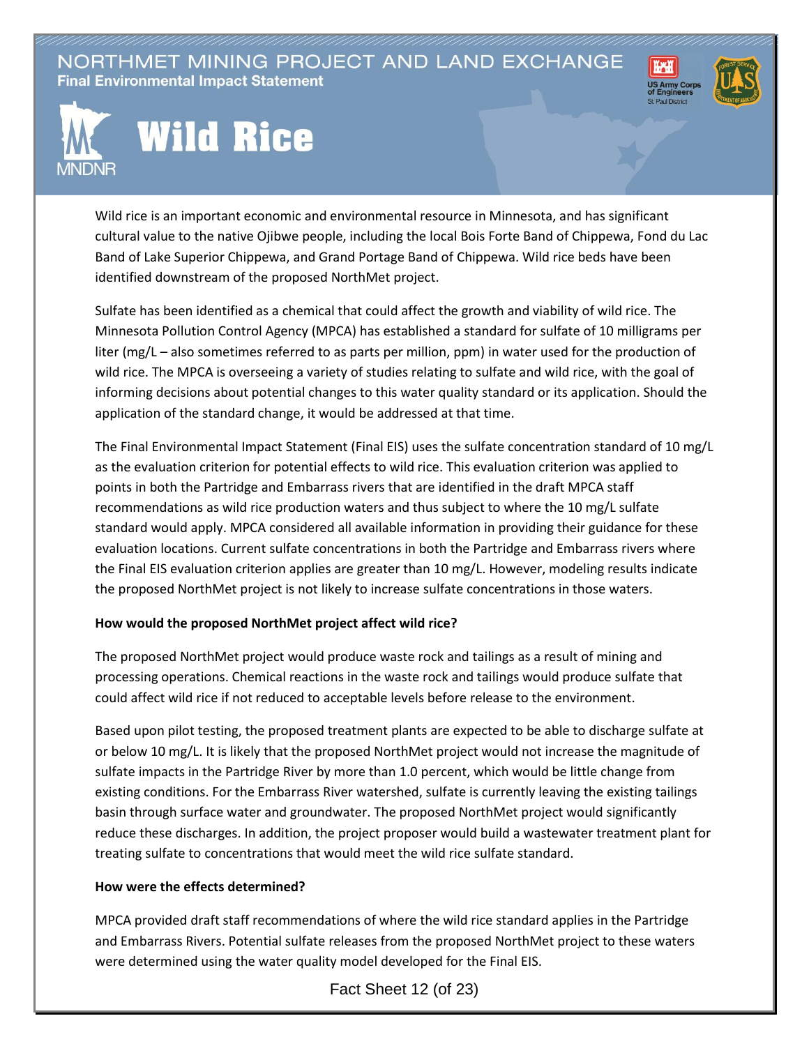NORTHMET MINING PROJECT AND LAND EXCHANGE
**Final Environmental Impact Statement**

# Wild Rice

Wild rice is an important economic and environmental resource in Minnesota, and has significant cultural value to the native Ojibwe people, including the local Bois Forte Band of Chippewa, Fond du Lac Band of Lake Superior Chippewa, and Grand Portage Band of Chippewa. Wild rice beds have been identified downstream of the proposed NorthMet project.

Sulfate has been identified as a chemical that could affect the growth and viability of wild rice. The Minnesota Pollution Control Agency (MPCA) has established a standard for sulfate of 10 milligrams per liter (mg/L – also sometimes referred to as parts per million, ppm) in water used for the production of wild rice. The MPCA is overseeing a variety of studies relating to sulfate and wild rice, with the goal of informing decisions about potential changes to this water quality standard or its application. Should the application of the standard change, it would be addressed at that time.

The Final Environmental Impact Statement (Final EIS) uses the sulfate concentration standard of 10 mg/L as the evaluation criterion for potential effects to wild rice. This evaluation criterion was applied to points in both the Partridge and Embarrass rivers that are identified in the draft MPCA staff recommendations as wild rice production waters and thus subject to where the 10 mg/L sulfate standard would apply. MPCA considered all available information in providing their guidance for these evaluation locations. Current sulfate concentrations in both the Partridge and Embarrass rivers where the Final EIS evaluation criterion applies are greater than 10 mg/L. However, modeling results indicate the proposed NorthMet project is not likely to increase sulfate concentrations in those waters.

**How would the proposed NorthMet project affect wild rice?**

The proposed NorthMet project would produce waste rock and tailings as a result of mining and processing operations. Chemical reactions in the waste rock and tailings would produce sulfate that could affect wild rice if not reduced to acceptable levels before release to the environment.

Based upon pilot testing, the proposed treatment plants are expected to be able to discharge sulfate at or below 10 mg/L. It is likely that the proposed NorthMet project would not increase the magnitude of sulfate impacts in the Partridge River by more than 1.0 percent, which would be little change from existing conditions. For the Embarrass River watershed, sulfate is currently leaving the existing tailings basin through surface water and groundwater. The proposed NorthMet project would significantly reduce these discharges. In addition, the project proposer would build a wastewater treatment plant for treating sulfate to concentrations that would meet the wild rice sulfate standard.

**How were the effects determined?**

MPCA provided draft staff recommendations of where the wild rice standard applies in the Partridge and Embarrass Rivers. Potential sulfate releases from the proposed NorthMet project to these waters were determined using the water quality model developed for the Final EIS.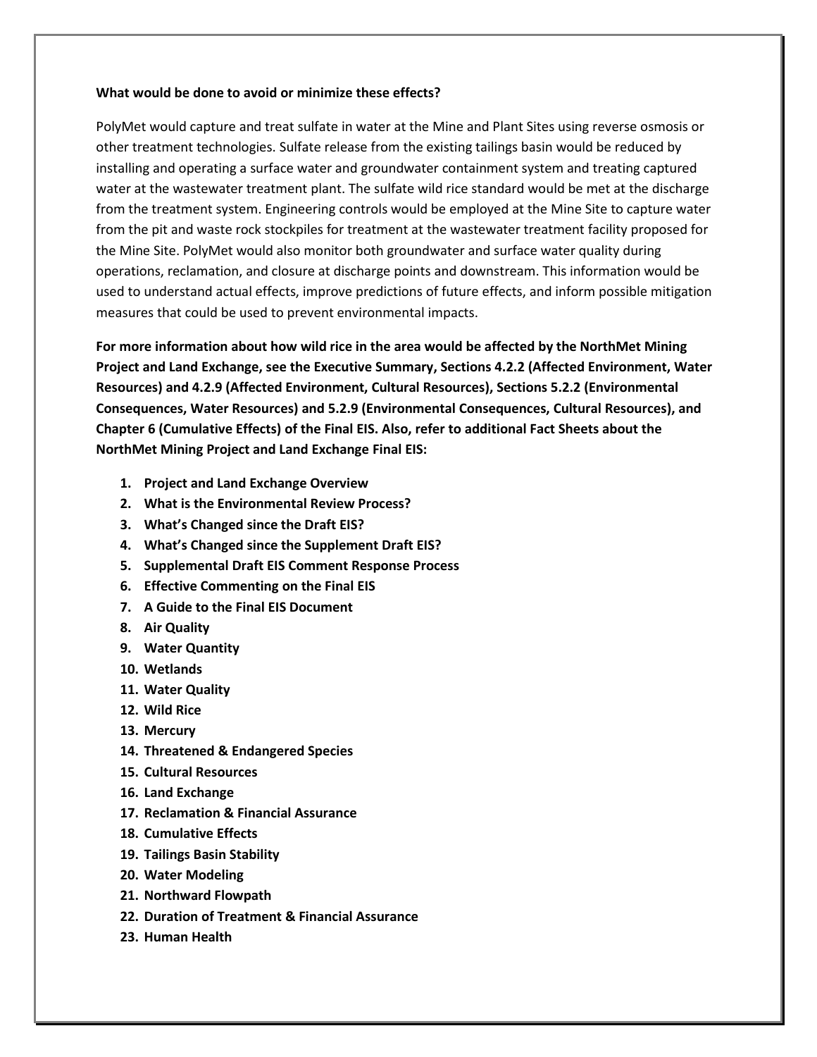**What would be done to avoid or minimize these effects?**

PolyMet would capture and treat sulfate in water at the Mine and Plant Sites using reverse osmosis or other treatment technologies. Sulfate release from the existing tailings basin would be reduced by installing and operating a surface water and groundwater containment system and treating captured water at the wastewater treatment plant. The sulfate wild rice standard would be met at the discharge from the treatment system. Engineering controls would be employed at the Mine Site to capture water from the pit and waste rock stockpiles for treatment at the wastewater treatment facility proposed for the Mine Site. PolyMet would also monitor both groundwater and surface water quality during operations, reclamation, and closure at discharge points and downstream. This information would be used to understand actual effects, improve predictions of future effects, and inform possible mitigation measures that could be used to prevent environmental impacts.

**For more information about how wild rice in the area would be affected by the NorthMet Mining Project and Land Exchange, see the Executive Summary, Sections 4.2.2 (Affected Environment, Water Resources) and 4.2.9 (Affected Environment, Cultural Resources), Sections 5.2.2 (Environmental Consequences, Water Resources) and 5.2.9 (Environmental Consequences, Cultural Resources), and Chapter 6 (Cumulative Effects) of the Final EIS. Also, refer to additional Fact Sheets about the NorthMet Mining Project and Land Exchange Final EIS:**

1. **Project and Land Exchange Overview**
2. **What is the Environmental Review Process?**
3. **What's Changed since the Draft EIS?**
4. **What's Changed since the Supplement Draft EIS?**
5. **Supplemental Draft EIS Comment Response Process**
6. **Effective Commenting on the Final EIS**
7. **A Guide to the Final EIS Document**
8. **Air Quality**
9. **Water Quantity**
10. **Wetlands**
11. **Water Quality**
12. **Wild Rice**
13. **Mercury**
14. **Threatened & Endangered Species**
15. **Cultural Resources**
16. **Land Exchange**
17. **Reclamation & Financial Assurance**
18. **Cumulative Effects**
19. **Tailings Basin Stability**
20. **Water Modeling**
21. **Northward Flowpath**
22. **Duration of Treatment & Financial Assurance**
23. **Human Health**